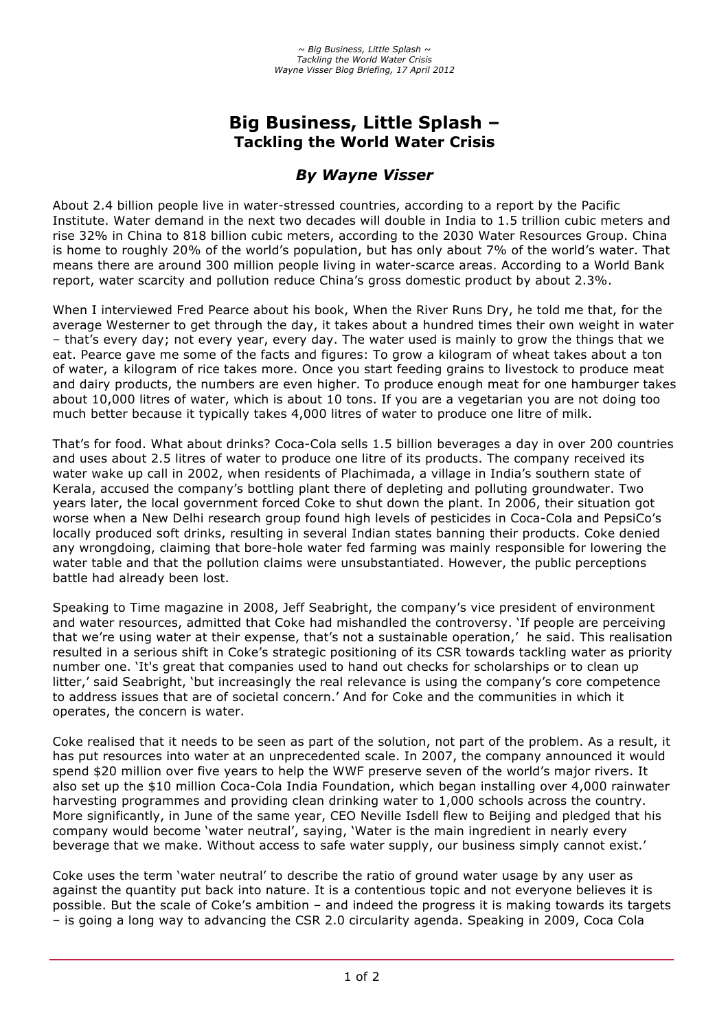# Big Business, Little Splash – Tackling the World Water Crisis

## *By Wayne Visser*

About 2.4 billion people live in water-stressed countries, according to a report by the Pacific Institute. Water demand in the next two decades will double in India to 1.5 trillion cubic meters and rise 32% in China to 818 billion cubic meters, according to the 2030 Water Resources Group. China is home to roughly 20% of the world's population, but has only about 7% of the world's water. That means there are around 300 million people living in water-scarce areas. According to a World Bank report, water scarcity and pollution reduce China's gross domestic product by about 2.3%.

When I interviewed Fred Pearce about his book, When the River Runs Dry, he told me that, for the average Westerner to get through the day, it takes about a hundred times their own weight in water – that's every day; not every year, every day. The water used is mainly to grow the things that we eat. Pearce gave me some of the facts and figures: To grow a kilogram of wheat takes about a ton of water, a kilogram of rice takes more. Once you start feeding grains to livestock to produce meat and dairy products, the numbers are even higher. To produce enough meat for one hamburger takes about 10,000 litres of water, which is about 10 tons. If you are a vegetarian you are not doing too much better because it typically takes 4,000 litres of water to produce one litre of milk.

That's for food. What about drinks? Coca-Cola sells 1.5 billion beverages a day in over 200 countries and uses about 2.5 litres of water to produce one litre of its products. The company received its water wake up call in 2002, when residents of Plachimada, a village in India's southern state of Kerala, accused the company's bottling plant there of depleting and polluting groundwater. Two years later, the local government forced Coke to shut down the plant. In 2006, their situation got worse when a New Delhi research group found high levels of pesticides in Coca-Cola and PepsiCo's locally produced soft drinks, resulting in several Indian states banning their products. Coke denied any wrongdoing, claiming that bore-hole water fed farming was mainly responsible for lowering the water table and that the pollution claims were unsubstantiated. However, the public perceptions battle had already been lost.

Speaking to Time magazine in 2008, Jeff Seabright, the company's vice president of environment and water resources, admitted that Coke had mishandled the controversy. 'If people are perceiving that we're using water at their expense, that's not a sustainable operation,' he said. This realisation resulted in a serious shift in Coke's strategic positioning of its CSR towards tackling water as priority number one. 'It's great that companies used to hand out checks for scholarships or to clean up litter,' said Seabright, 'but increasingly the real relevance is using the company's core competence to address issues that are of societal concern.' And for Coke and the communities in which it operates, the concern is water.

Coke realised that it needs to be seen as part of the solution, not part of the problem. As a result, it has put resources into water at an unprecedented scale. In 2007, the company announced it would spend $20 million over five years to help the WWF preserve seven of the world's major rivers. It also set up the $10 million Coca-Cola India Foundation, which began installing over 4,000 rainwater harvesting programmes and providing clean drinking water to 1,000 schools across the country. More significantly, in June of the same year, CEO Neville Isdell flew to Beijing and pledged that his company would become 'water neutral', saying, 'Water is the main ingredient in nearly every beverage that we make. Without access to safe water supply, our business simply cannot exist.'

Coke uses the term 'water neutral' to describe the ratio of ground water usage by any user as against the quantity put back into nature. It is a contentious topic and not everyone believes it is possible. But the scale of Coke's ambition – and indeed the progress it is making towards its targets – is going a long way to advancing the CSR 2.0 circularity agenda. Speaking in 2009, Coca Cola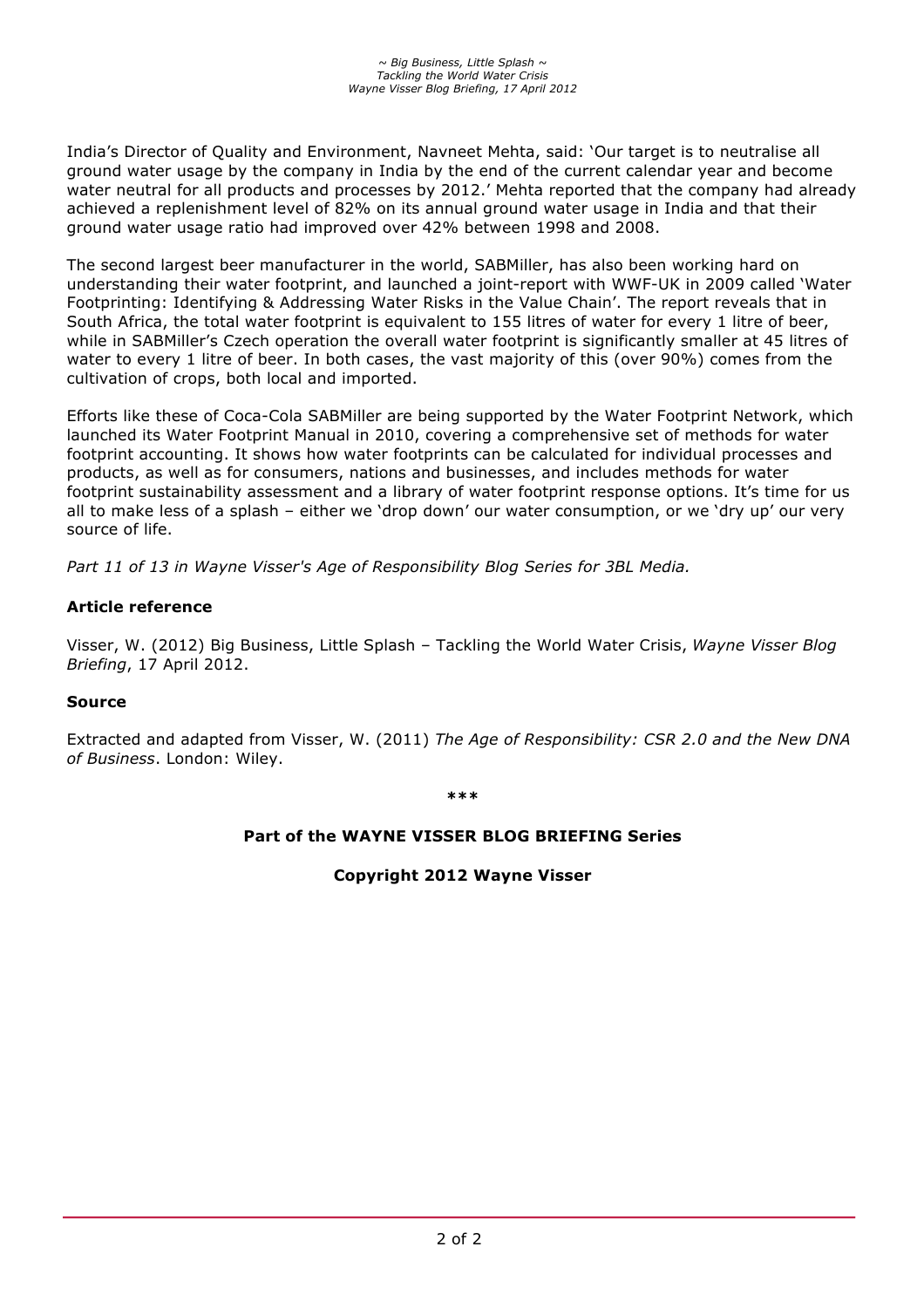India's Director of Quality and Environment, Navneet Mehta, said: 'Our target is to neutralise all ground water usage by the company in India by the end of the current calendar year and become water neutral for all products and processes by 2012.' Mehta reported that the company had already achieved a replenishment level of 82% on its annual ground water usage in India and that their ground water usage ratio had improved over 42% between 1998 and 2008.

The second largest beer manufacturer in the world, SABMiller, has also been working hard on understanding their water footprint, and launched a joint-report with WWF-UK in 2009 called 'Water Footprinting: Identifying & Addressing Water Risks in the Value Chain'. The report reveals that in South Africa, the total water footprint is equivalent to 155 litres of water for every 1 litre of beer, while in SABMiller's Czech operation the overall water footprint is significantly smaller at 45 litres of water to every 1 litre of beer. In both cases, the vast majority of this (over 90%) comes from the cultivation of crops, both local and imported.

Efforts like these of Coca-Cola SABMiller are being supported by the Water Footprint Network, which launched its Water Footprint Manual in 2010, covering a comprehensive set of methods for water footprint accounting. It shows how water footprints can be calculated for individual processes and products, as well as for consumers, nations and businesses, and includes methods for water footprint sustainability assessment and a library of water footprint response options. It's time for us all to make less of a splash – either we 'drop down' our water consumption, or we 'dry up' our very source of life.

*Part 11 of 13 in Wayne Visser's Age of Responsibility Blog Series for 3BL Media.*

### Article reference

Visser, W. (2012) Big Business, Little Splash – Tackling the World Water Crisis, *Wayne Visser Blog Briefing*, 17 April 2012.

### Source

Extracted and adapted from Visser, W. (2011) *The Age of Responsibility: CSR 2.0 and the New DNA of Business*. London: Wiley.

**\*\*\***

**Part of the WAYNE VISSER BLOG BRIEFING Series**

**Copyright 2012 Wayne Visser**